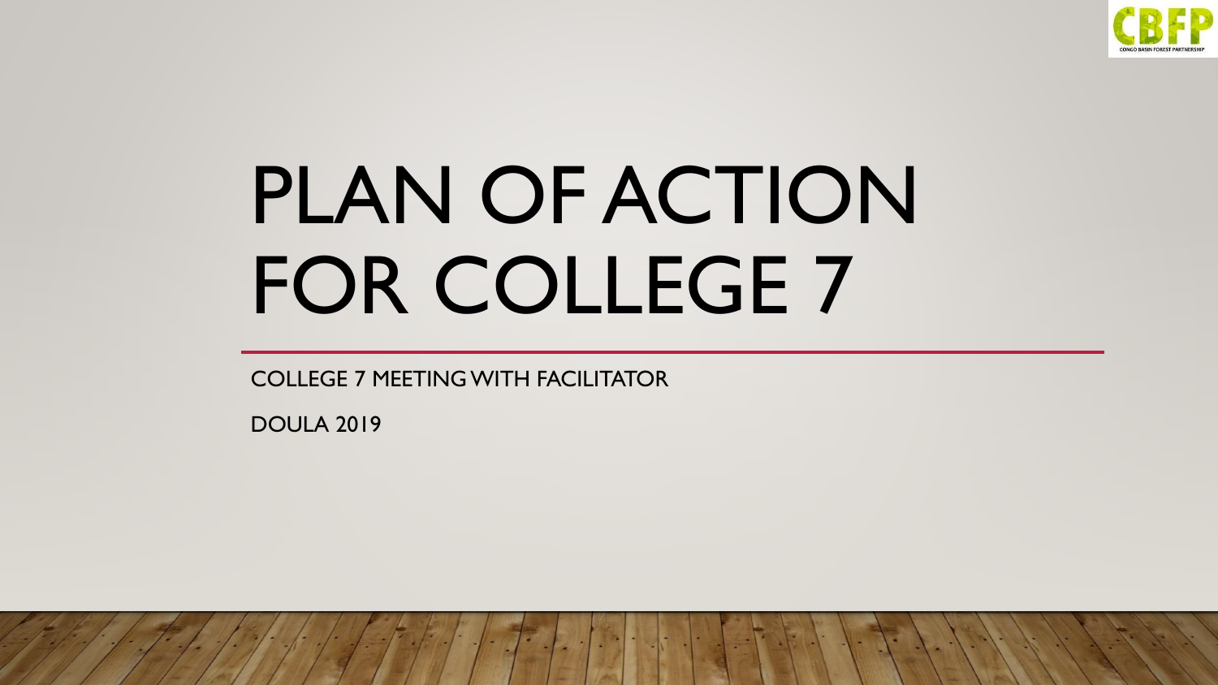# PLAN OF ACTION FOR COLLEGE 7

COLLEGE 7 MEETING WITH FACILITATOR

DOULA 2019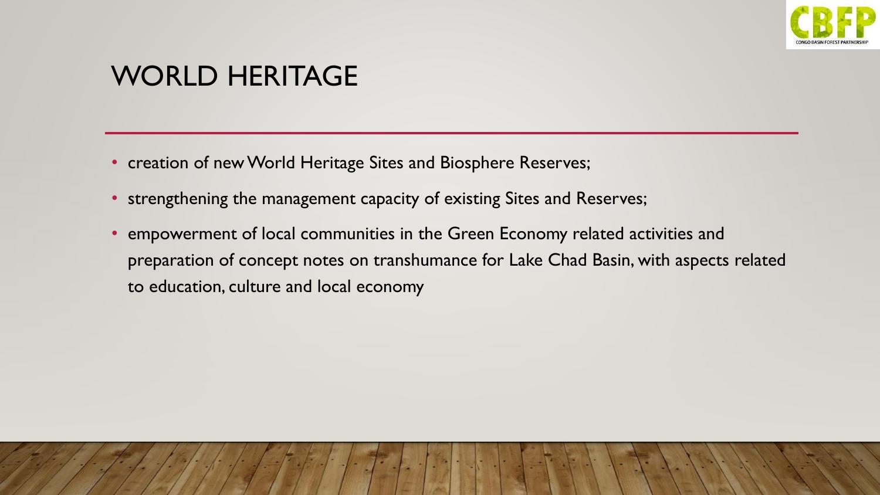# WORLD HERITAGE

- creation of new World Heritage Sites and Biosphere Reserves;
- strengthening the management capacity of existing Sites and Reserves;
- empowerment of local communities in the Green Economy related activities and preparation of concept notes on transhumance for Lake Chad Basin, with aspects related to education, culture and local economy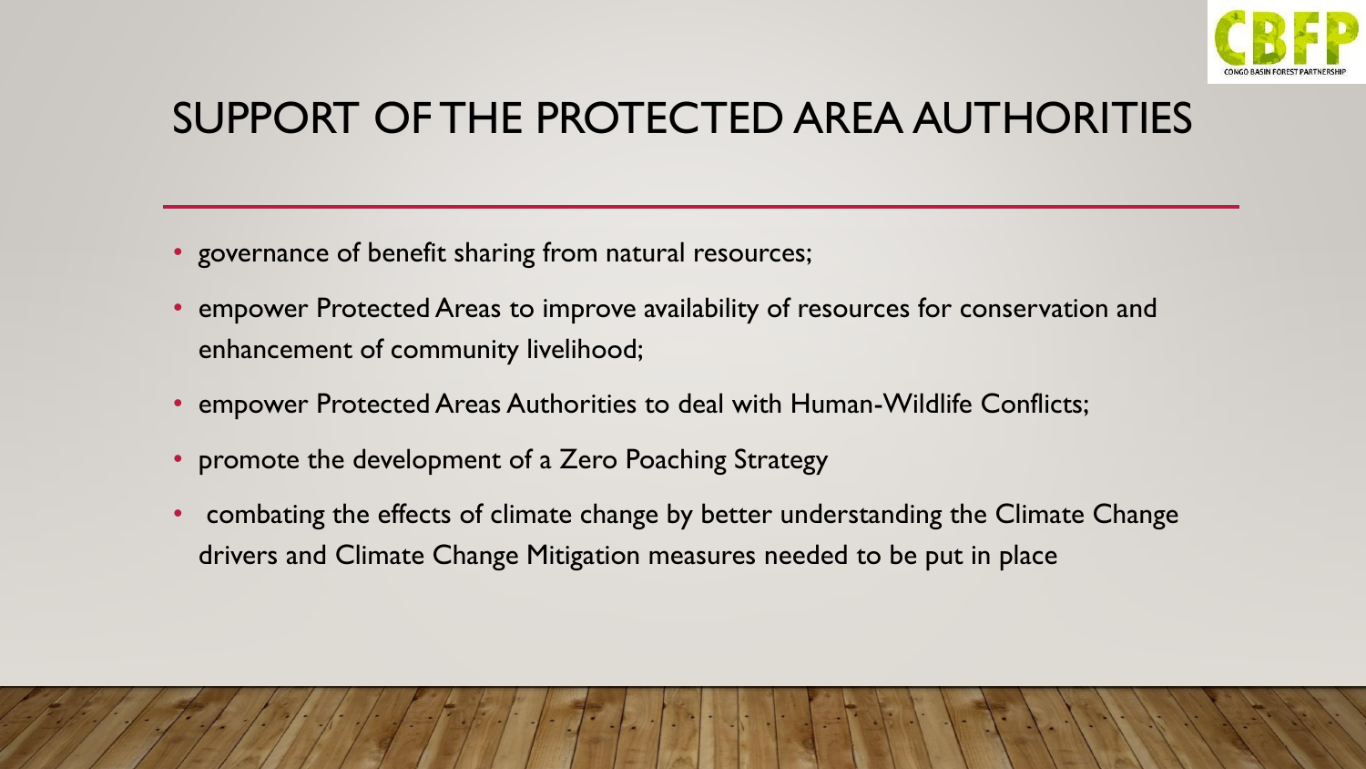# SUPPORT OF THE PROTECTED AREA AUTHORITIES

- governance of benefit sharing from natural resources;
- empower Protected Areas to improve availability of resources for conservation and enhancement of community livelihood;
- empower Protected Areas Authorities to deal with Human-Wildlife Conflicts;
- promote the development of a Zero Poaching Strategy
- combating the effects of climate change by better understanding the Climate Change drivers and Climate Change Mitigation measures needed to be put in place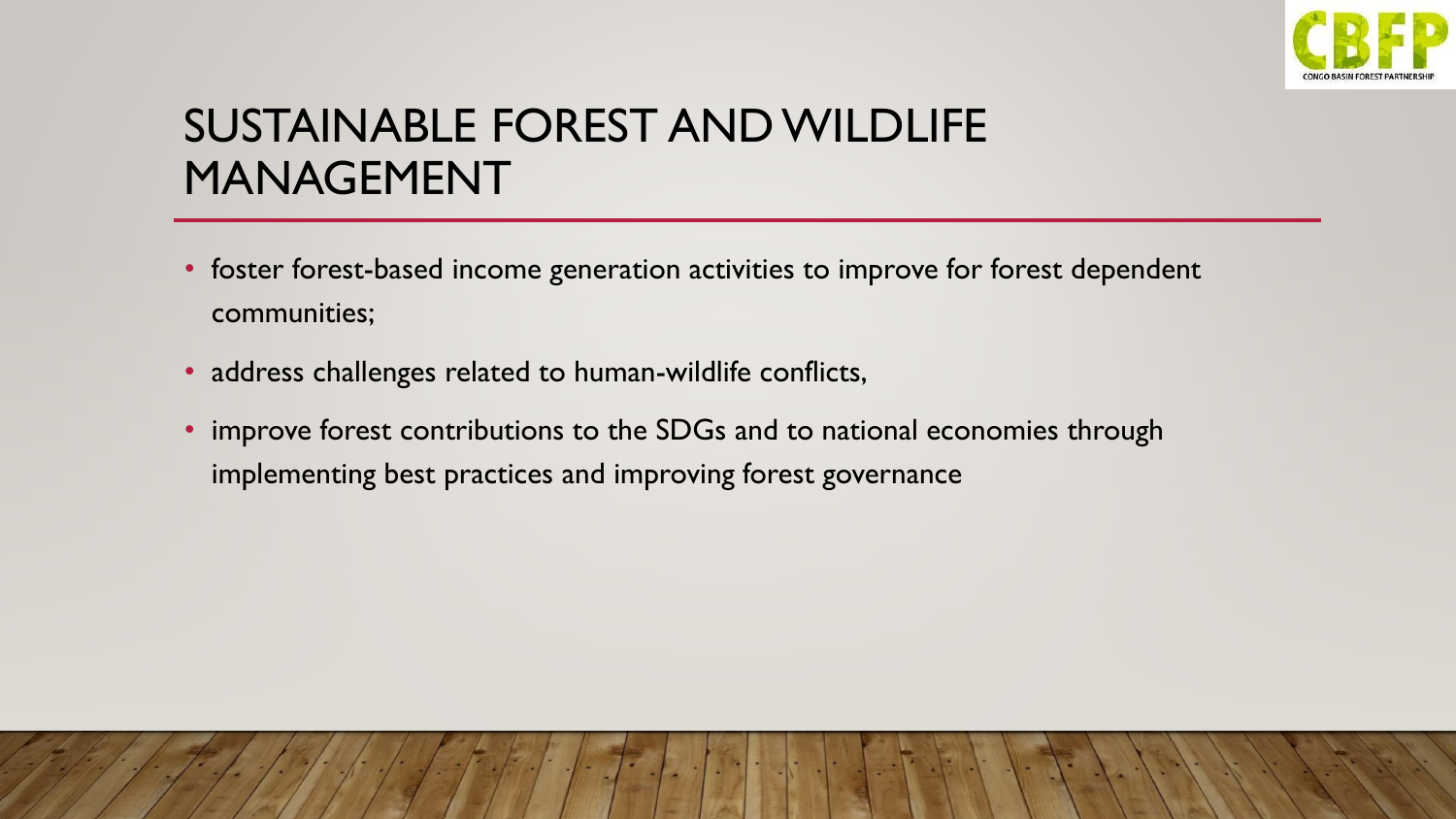# SUSTAINABLE FOREST AND WILDLIFE MANAGEMENT

- foster forest-based income generation activities to improve for forest dependent communities;
- address challenges related to human-wildlife conflicts,
- improve forest contributions to the SDGs and to national economies through implementing best practices and improving forest governance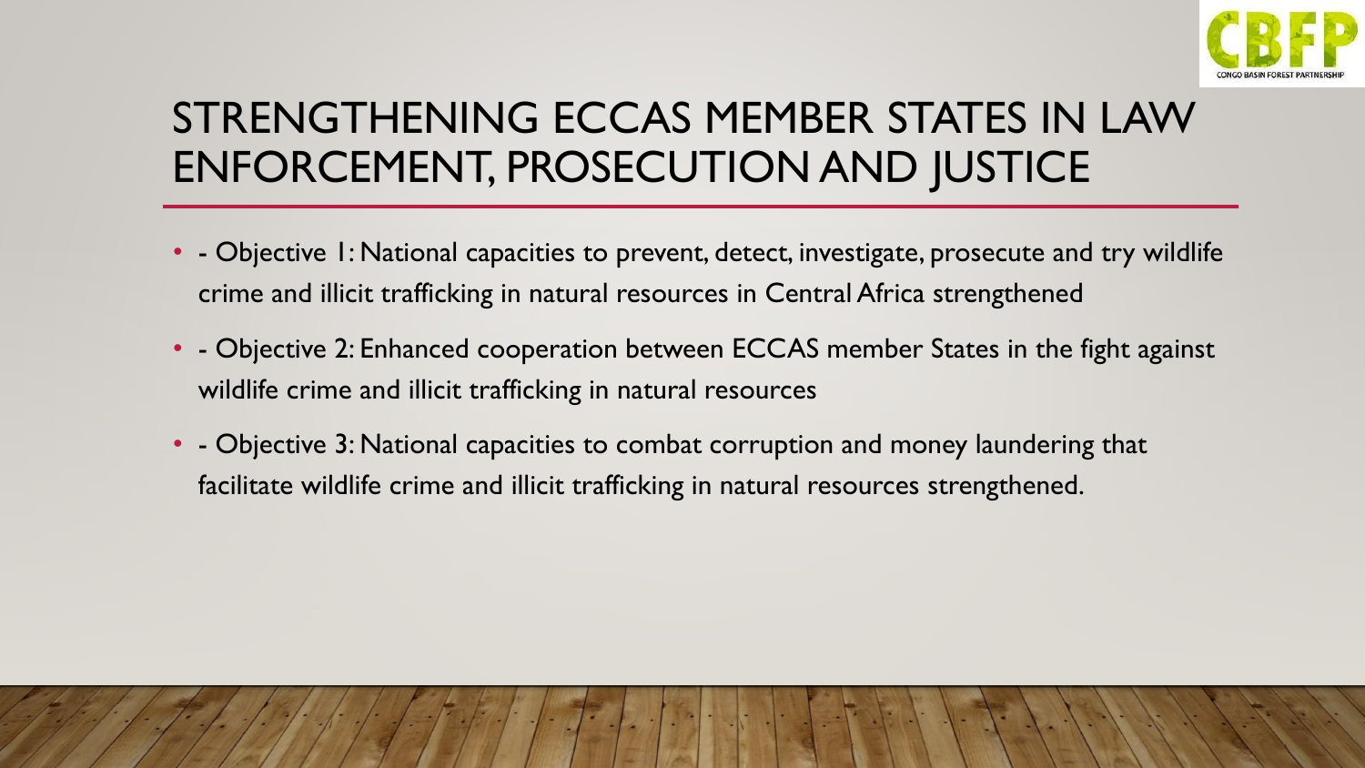# STRENGTHENING ECCAS MEMBER STATES IN LAW ENFORCEMENT, PROSECUTION AND JUSTICE

- - Objective 1: National capacities to prevent, detect, investigate, prosecute and try wildlife crime and illicit trafficking in natural resources in Central Africa strengthened
- - Objective 2: Enhanced cooperation between ECCAS member States in the fight against wildlife crime and illicit trafficking in natural resources
- - Objective 3: National capacities to combat corruption and money laundering that facilitate wildlife crime and illicit trafficking in natural resources strengthened.